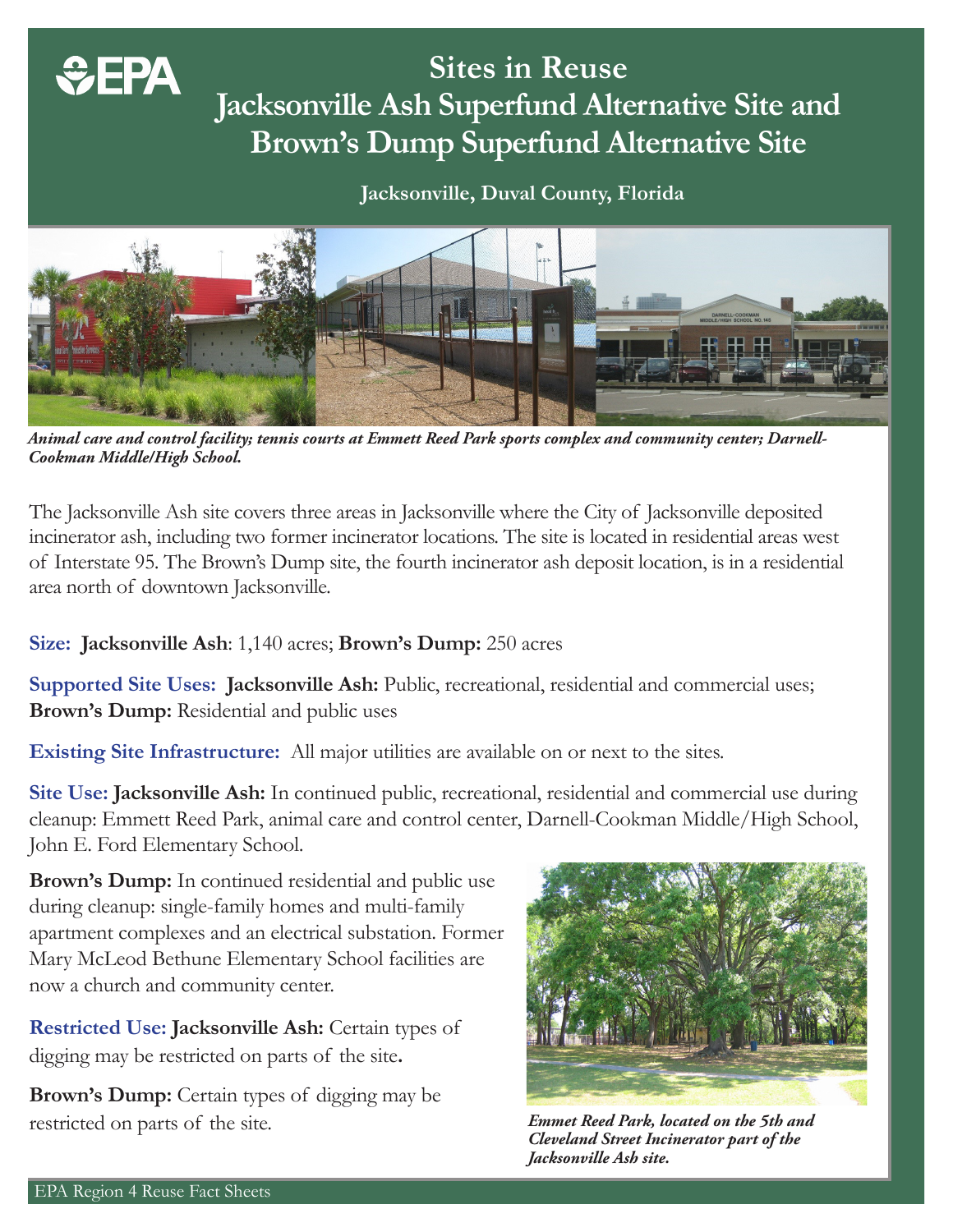# Sites in Reuse
# Jacksonville Ash Superfund Alternative Site and Brown's Dump Superfund Alternative Site

**Jacksonville, Duval County, Florida**

*Animal care and control facility; tennis courts at Emmett Reed Park sports complex and community center; Darnell-Cookman Middle/High School.*

The Jacksonville Ash site covers three areas in Jacksonville where the City of Jacksonville deposited incinerator ash, including two former incinerator locations. The site is located in residential areas west of Interstate 95. The Brown's Dump site, the fourth incinerator ash deposit location, is in a residential area north of downtown Jacksonville.

**Size:** **Jacksonville Ash**: 1,140 acres; **Brown's Dump:** 250 acres

**Supported Site Uses:** **Jacksonville Ash:** Public, recreational, residential and commercial uses; **Brown's Dump:** Residential and public uses

**Existing Site Infrastructure:** All major utilities are available on or next to the sites.

**Site Use:** **Jacksonville Ash:** In continued public, recreational, residential and commercial use during cleanup: Emmett Reed Park, animal care and control center, Darnell-Cookman Middle/High School, John E. Ford Elementary School.

**Brown's Dump:** In continued residential and public use during cleanup: single-family homes and multi-family apartment complexes and an electrical substation. Former Mary McLeod Bethune Elementary School facilities are now a church and community center.

**Restricted Use:** **Jacksonville Ash:** Certain types of digging may be restricted on parts of the site**.**

**Brown's Dump:** Certain types of digging may be restricted on parts of the site.

*Emmet Reed Park, located on the 5th and Cleveland Street Incinerator part of the Jacksonville Ash site.*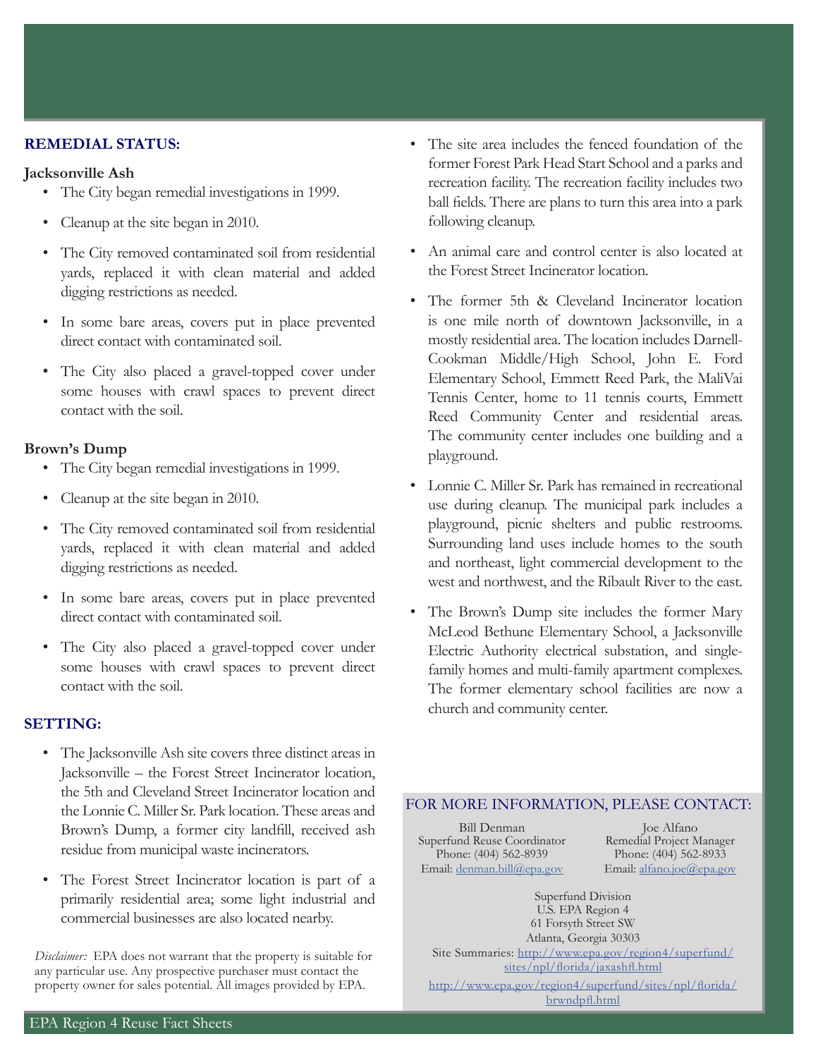## REMEDIAL STATUS:

### Jacksonville Ash

- The City began remedial investigations in 1999.
- Cleanup at the site began in 2010.
- The City removed contaminated soil from residential yards, replaced it with clean material and added digging restrictions as needed.
- In some bare areas, covers put in place prevented direct contact with contaminated soil.
- The City also placed a gravel-topped cover under some houses with crawl spaces to prevent direct contact with the soil.

### Brown's Dump

- The City began remedial investigations in 1999.
- Cleanup at the site began in 2010.
- The City removed contaminated soil from residential yards, replaced it with clean material and added digging restrictions as needed.
- In some bare areas, covers put in place prevented direct contact with contaminated soil.
- The City also placed a gravel-topped cover under some houses with crawl spaces to prevent direct contact with the soil.

## SETTING:

- The Jacksonville Ash site covers three distinct areas in Jacksonville – the Forest Street Incinerator location, the 5th and Cleveland Street Incinerator location and the Lonnie C. Miller Sr. Park location. These areas and Brown's Dump, a former city landfill, received ash residue from municipal waste incinerators.
- The Forest Street Incinerator location is part of a primarily residential area; some light industrial and commercial businesses are also located nearby.
- The site area includes the fenced foundation of the former Forest Park Head Start School and a parks and recreation facility. The recreation facility includes two ball fields. There are plans to turn this area into a park following cleanup.
- An animal care and control center is also located at the Forest Street Incinerator location.
- The former 5th & Cleveland Incinerator location is one mile north of downtown Jacksonville, in a mostly residential area. The location includes Darnell-Cookman Middle/High School, John E. Ford Elementary School, Emmett Reed Park, the MaliVai Tennis Center, home to 11 tennis courts, Emmett Reed Community Center and residential areas. The community center includes one building and a playground.
- Lonnie C. Miller Sr. Park has remained in recreational use during cleanup. The municipal park includes a playground, picnic shelters and public restrooms. Surrounding land uses include homes to the south and northeast, light commercial development to the west and northwest, and the Ribault River to the east.
- The Brown's Dump site includes the former Mary McLeod Bethune Elementary School, a Jacksonville Electric Authority electrical substation, and single-family homes and multi-family apartment complexes. The former elementary school facilities are now a church and community center.

*Disclaimer:* EPA does not warrant that the property is suitable for any particular use. Any prospective purchaser must contact the property owner for sales potential. All images provided by EPA.

## FOR MORE INFORMATION, PLEASE CONTACT:

Bill Denman
Superfund Reuse Coordinator
Phone: (404) 562-8939
Email: denman.bill@epa.gov

Joe Alfano
Remedial Project Manager
Phone: (404) 562-8933
Email: alfano.joe@epa.gov

Superfund Division
U.S. EPA Region 4
61 Forsyth Street SW
Atlanta, Georgia 30303

Site Summaries: http://www.epa.gov/region4/superfund/sites/npl/florida/jaxashfl.html

http://www.epa.gov/region4/superfund/sites/npl/florida/brwndpfl.html